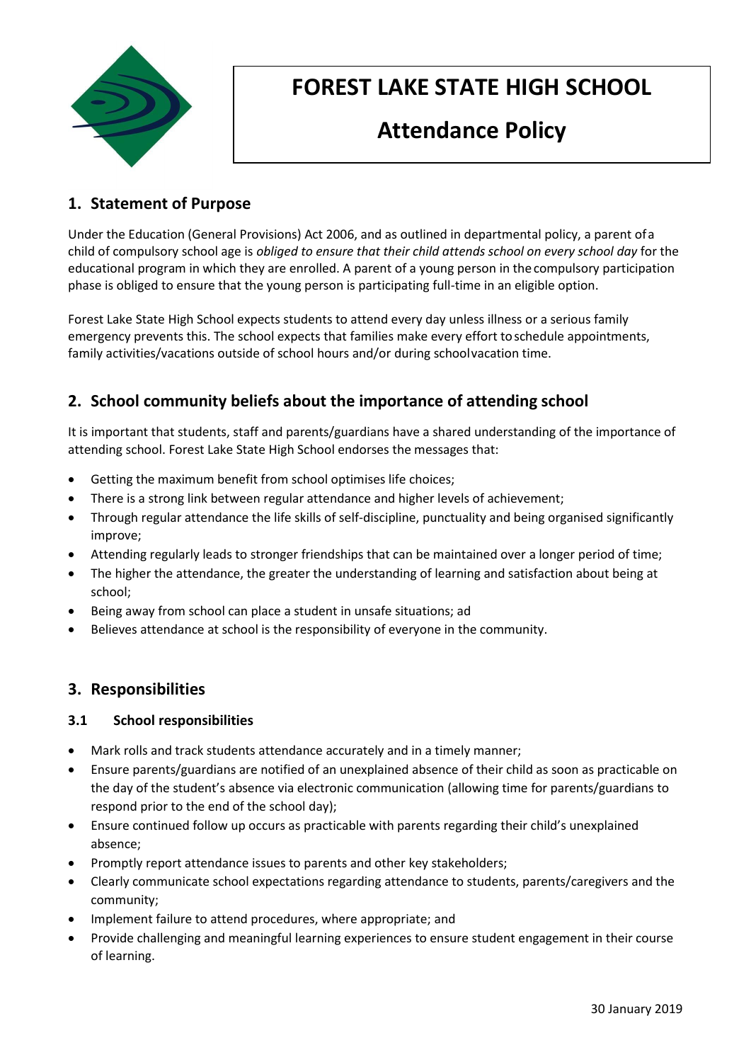# FOREST LAKE STATE HIGH SCHOOL

# Attendance Policy

## 1. Statement of Purpose

Under the Education (General Provisions) Act 2006, and as outlined in departmental policy, a parent of a child of compulsory school age is *obliged to ensure that their child attends school on every school day* for the educational program in which they are enrolled. A parent of a young person in the compulsory participation phase is obliged to ensure that the young person is participating full-time in an eligible option.

Forest Lake State High School expects students to attend every day unless illness or a serious family emergency prevents this. The school expects that families make every effort to schedule appointments, family activities/vacations outside of school hours and/or during school vacation time.

## 2. School community beliefs about the importance of attending school

It is important that students, staff and parents/guardians have a shared understanding of the importance of attending school. Forest Lake State High School endorses the messages that:

- Getting the maximum benefit from school optimises life choices;
- There is a strong link between regular attendance and higher levels of achievement;
- Through regular attendance the life skills of self-discipline, punctuality and being organised significantly improve;
- Attending regularly leads to stronger friendships that can be maintained over a longer period of time;
- The higher the attendance, the greater the understanding of learning and satisfaction about being at school;
- Being away from school can place a student in unsafe situations; ad
- Believes attendance at school is the responsibility of everyone in the community.

## 3. Responsibilities

### 3.1 School responsibilities

- Mark rolls and track students attendance accurately and in a timely manner;
- Ensure parents/guardians are notified of an unexplained absence of their child as soon as practicable on the day of the student's absence via electronic communication (allowing time for parents/guardians to respond prior to the end of the school day);
- Ensure continued follow up occurs as practicable with parents regarding their child's unexplained absence;
- Promptly report attendance issues to parents and other key stakeholders;
- Clearly communicate school expectations regarding attendance to students, parents/caregivers and the community;
- Implement failure to attend procedures, where appropriate; and
- Provide challenging and meaningful learning experiences to ensure student engagement in their course of learning.

30 January 2019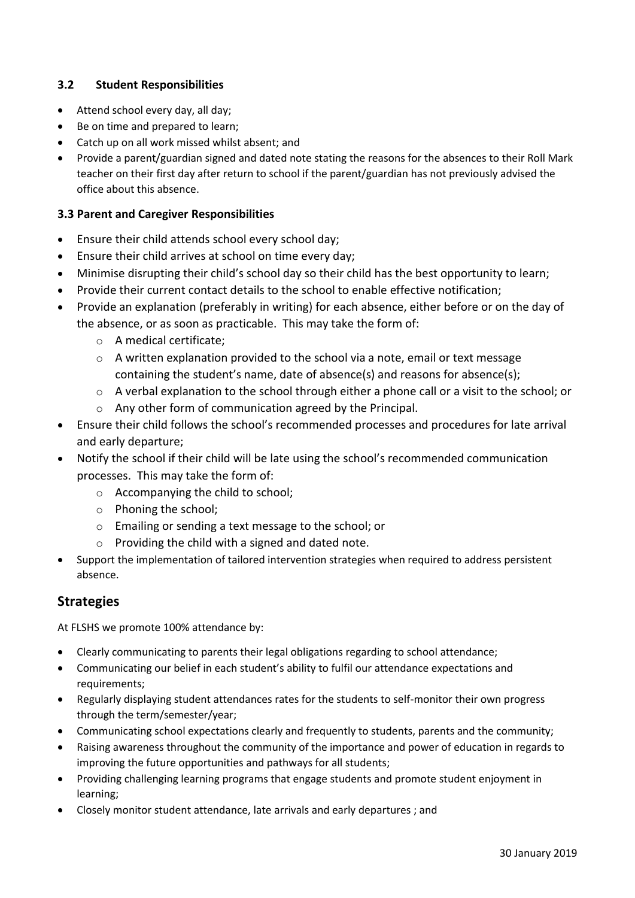### 3.2 Student Responsibilities

- Attend school every day, all day;
- Be on time and prepared to learn;
- Catch up on all work missed whilst absent; and
- Provide a parent/guardian signed and dated note stating the reasons for the absences to their Roll Mark teacher on their first day after return to school if the parent/guardian has not previously advised the office about this absence.

### 3.3 Parent and Caregiver Responsibilities

- Ensure their child attends school every school day;
- Ensure their child arrives at school on time every day;
- Minimise disrupting their child's school day so their child has the best opportunity to learn;
- Provide their current contact details to the school to enable effective notification;
- Provide an explanation (preferably in writing) for each absence, either before or on the day of the absence, or as soon as practicable. This may take the form of:
  - A medical certificate;
  - A written explanation provided to the school via a note, email or text message containing the student's name, date of absence(s) and reasons for absence(s);
  - A verbal explanation to the school through either a phone call or a visit to the school; or
  - Any other form of communication agreed by the Principal.
- Ensure their child follows the school's recommended processes and procedures for late arrival and early departure;
- Notify the school if their child will be late using the school's recommended communication processes. This may take the form of:
  - Accompanying the child to school;
  - Phoning the school;
  - Emailing or sending a text message to the school; or
  - Providing the child with a signed and dated note.
- Support the implementation of tailored intervention strategies when required to address persistent absence.

## Strategies

At FLSHS we promote 100% attendance by:

- Clearly communicating to parents their legal obligations regarding to school attendance;
- Communicating our belief in each student's ability to fulfil our attendance expectations and requirements;
- Regularly displaying student attendances rates for the students to self-monitor their own progress through the term/semester/year;
- Communicating school expectations clearly and frequently to students, parents and the community;
- Raising awareness throughout the community of the importance and power of education in regards to improving the future opportunities and pathways for all students;
- Providing challenging learning programs that engage students and promote student enjoyment in learning;
- Closely monitor student attendance, late arrivals and early departures ; and

30 January 2019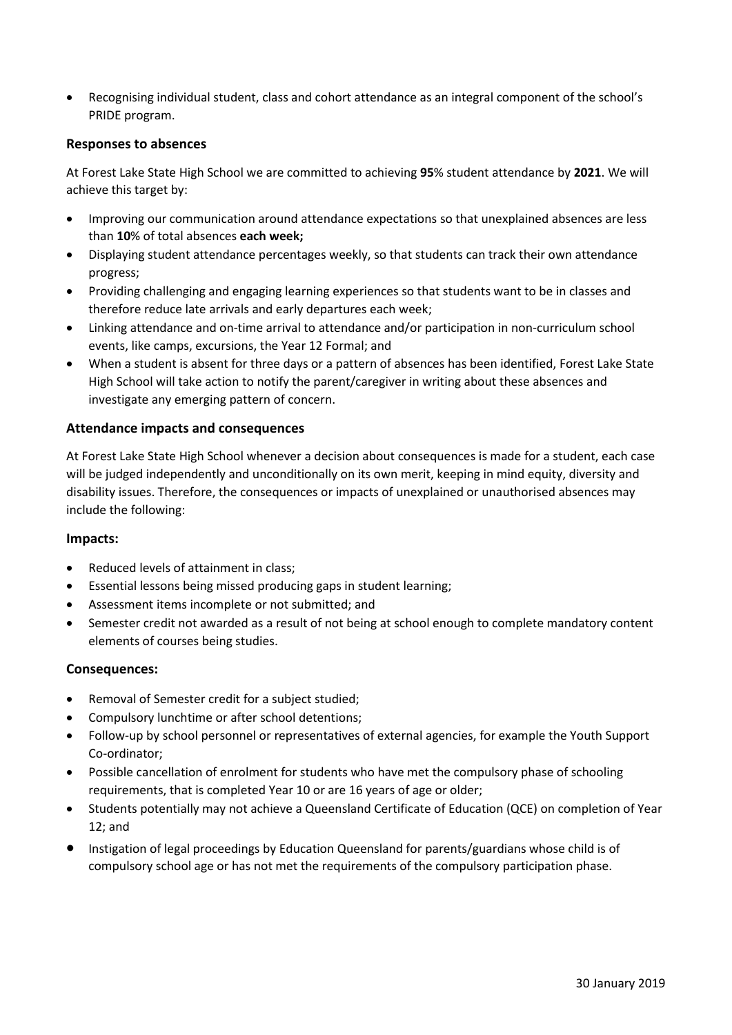- Recognising individual student, class and cohort attendance as an integral component of the school's PRIDE program.

### Responses to absences

At Forest Lake State High School we are committed to achieving **95**% student attendance by **2021**. We will achieve this target by:

- Improving our communication around attendance expectations so that unexplained absences are less than **10**% of total absences **each week;**
- Displaying student attendance percentages weekly, so that students can track their own attendance progress;
- Providing challenging and engaging learning experiences so that students want to be in classes and therefore reduce late arrivals and early departures each week;
- Linking attendance and on-time arrival to attendance and/or participation in non-curriculum school events, like camps, excursions, the Year 12 Formal; and
- When a student is absent for three days or a pattern of absences has been identified, Forest Lake State High School will take action to notify the parent/caregiver in writing about these absences and investigate any emerging pattern of concern.

### Attendance impacts and consequences

At Forest Lake State High School whenever a decision about consequences is made for a student, each case will be judged independently and unconditionally on its own merit, keeping in mind equity, diversity and disability issues. Therefore, the consequences or impacts of unexplained or unauthorised absences may include the following:

### Impacts:

- Reduced levels of attainment in class;
- Essential lessons being missed producing gaps in student learning;
- Assessment items incomplete or not submitted; and
- Semester credit not awarded as a result of not being at school enough to complete mandatory content elements of courses being studies.

### Consequences:

- Removal of Semester credit for a subject studied;
- Compulsory lunchtime or after school detentions;
- Follow-up by school personnel or representatives of external agencies, for example the Youth Support Co-ordinator;
- Possible cancellation of enrolment for students who have met the compulsory phase of schooling requirements, that is completed Year 10 or are 16 years of age or older;
- Students potentially may not achieve a Queensland Certificate of Education (QCE) on completion of Year 12; and
- Instigation of legal proceedings by Education Queensland for parents/guardians whose child is of compulsory school age or has not met the requirements of the compulsory participation phase.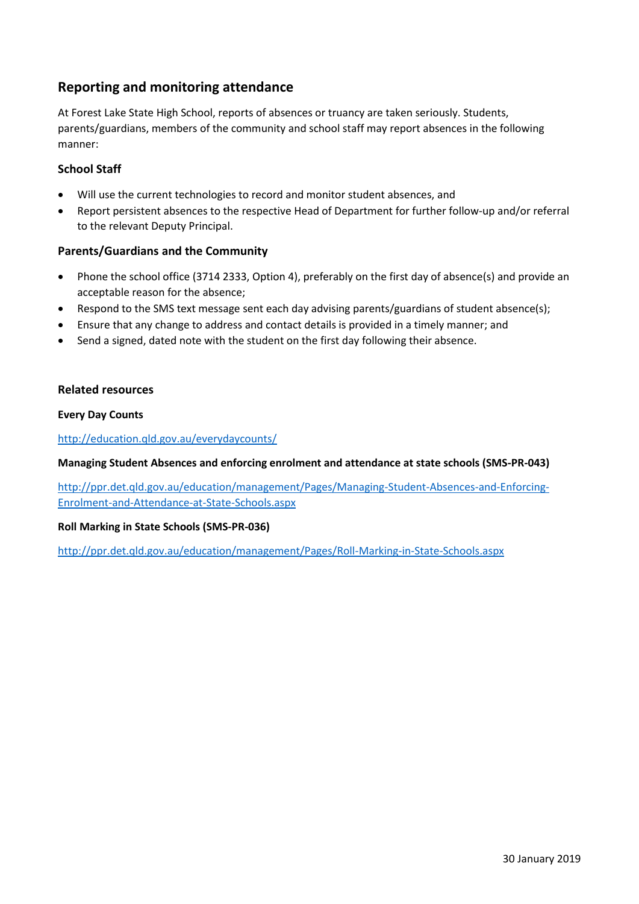## Reporting and monitoring attendance

At Forest Lake State High School, reports of absences or truancy are taken seriously. Students, parents/guardians, members of the community and school staff may report absences in the following manner:

### School Staff

- Will use the current technologies to record and monitor student absences, and
- Report persistent absences to the respective Head of Department for further follow-up and/or referral to the relevant Deputy Principal.

### Parents/Guardians and the Community

- Phone the school office (3714 2333, Option 4), preferably on the first day of absence(s) and provide an acceptable reason for the absence;
- Respond to the SMS text message sent each day advising parents/guardians of student absence(s);
- Ensure that any change to address and contact details is provided in a timely manner; and
- Send a signed, dated note with the student on the first day following their absence.

### Related resources

**Every Day Counts**

http://education.qld.gov.au/everydaycounts/

**Managing Student Absences and enforcing enrolment and attendance at state schools (SMS-PR-043)**

http://ppr.det.qld.gov.au/education/management/Pages/Managing-Student-Absences-and-Enforcing-Enrolment-and-Attendance-at-State-Schools.aspx

**Roll Marking in State Schools (SMS-PR-036)**

http://ppr.det.qld.gov.au/education/management/Pages/Roll-Marking-in-State-Schools.aspx

30 January 2019